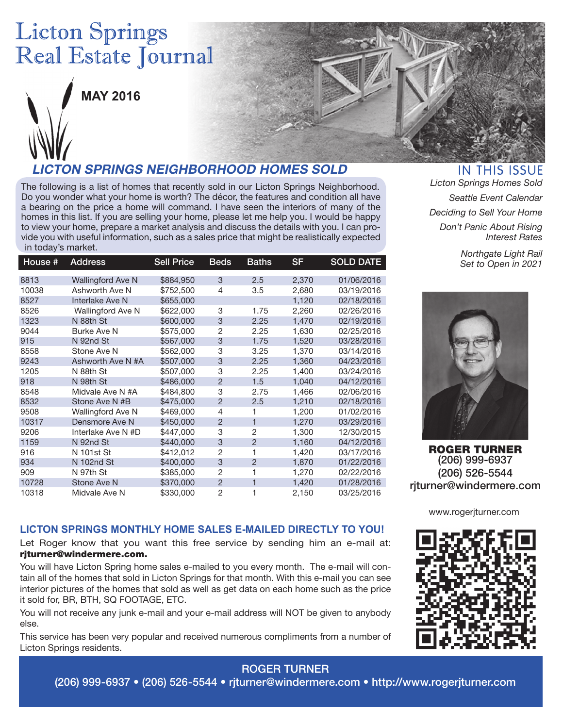# Licton Springs Real Estate Journal

**MAY 2016**

## LICTON SPRINGS NEIGHBORHOOD HOMES SOLD

The following is a list of homes that recently sold in our Licton Springs Neighborhood. Do you wonder what your home is worth? The décor, the features and condition all have a bearing on the price a home will command. I have seen the interiors of many of the homes in this list. If you are selling your home, please let me help you. I would be happy to view your home, prepare a market analysis and discuss the details with you. I can provide you with useful information, such as a sales price that might be realistically expected in today's market.

| House # | Address | Sell Price | Beds | Baths | SF | SOLD DATE |
|---|---|---|---|---|---|---|
| 8813 | Wallingford Ave N | $884,950 | 3 | 2.5 | 2,370 | 01/06/2016 |
| 10038 | Ashworth Ave N | $752,500 | 4 | 3.5 | 2,680 | 03/19/2016 |
| 8527 | Interlake Ave N | $655,000 | | | 1,120 | 02/18/2016 |
| 8526 | Wallingford Ave N | $622,000 | 3 | 1.75 | 2,260 | 02/26/2016 |
| 1323 | N 88th St | $600,000 | 3 | 2.25 | 1,470 | 02/19/2016 |
| 9044 | Burke Ave N | $575,000 | 2 | 2.25 | 1,630 | 02/25/2016 |
| 915 | N 92nd St | $567,000 | 3 | 1.75 | 1,520 | 03/28/2016 |
| 8558 | Stone Ave N | $562,000 | 3 | 3.25 | 1,370 | 03/14/2016 |
| 9243 | Ashworth Ave N #A | $507,000 | 3 | 2.25 | 1,360 | 04/23/2016 |
| 1205 | N 88th St | $507,000 | 3 | 2.25 | 1,400 | 03/24/2016 |
| 918 | N 98th St | $486,000 | 2 | 1.5 | 1,040 | 04/12/2016 |
| 8548 | Midvale Ave N #A | $484,800 | 3 | 2.75 | 1,466 | 02/06/2016 |
| 8532 | Stone Ave N #B | $475,000 | 2 | 2.5 | 1,210 | 02/18/2016 |
| 9508 | Wallingford Ave N | $469,000 | 4 | 1 | 1,200 | 01/02/2016 |
| 10317 | Densmore Ave N | $450,000 | 2 | 1 | 1,270 | 03/29/2016 |
| 9206 | Interlake Ave N #D | $447,000 | 3 | 2 | 1,300 | 12/30/2015 |
| 1159 | N 92nd St | $440,000 | 3 | 2 | 1,160 | 04/12/2016 |
| 916 | N 101st St | $412,012 | 2 | 1 | 1,420 | 03/17/2016 |
| 934 | N 102nd St | $400,000 | 3 | 2 | 1,870 | 01/22/2016 |
| 909 | N 97th St | $385,000 | 2 | 1 | 1,270 | 02/22/2016 |
| 10728 | Stone Ave N | $370,000 | 2 | 1 | 1,420 | 01/28/2016 |
| 10318 | Midvale Ave N | $330,000 | 2 | 1 | 2,150 | 03/25/2016 |

## IN THIS ISSUE

*Licton Springs Homes Sold*

*Seattle Event Calendar*

*Deciding to Sell Your Home*

*Don't Panic About Rising Interest Rates*

*Northgate Light Rail Set to Open in 2021*

**ROGER TURNER**
(206) 999-6937
(206) 526-5544
rjturner@windermere.com

www.rogerjturner.com

### LICTON SPRINGS MONTHLY HOME SALES E-MAILED DIRECTLY TO YOU!

Let Roger know that you want this free service by sending him an e-mail at: **rjturner@windermere.com.**

You will have Licton Spring home sales e-mailed to you every month. The e-mail will contain all of the homes that sold in Licton Springs for that month. With this e-mail you can see interior pictures of the homes that sold as well as get data on each home such as the price it sold for, BR, BTH, SQ FOOTAGE, ETC.

You will not receive any junk e-mail and your e-mail address will NOT be given to anybody else.

This service has been very popular and received numerous compliments from a number of Licton Springs residents.

ROGER TURNER
(206) 999-6937 • (206) 526-5544 • rjturner@windermere.com • http://www.rogerjturner.com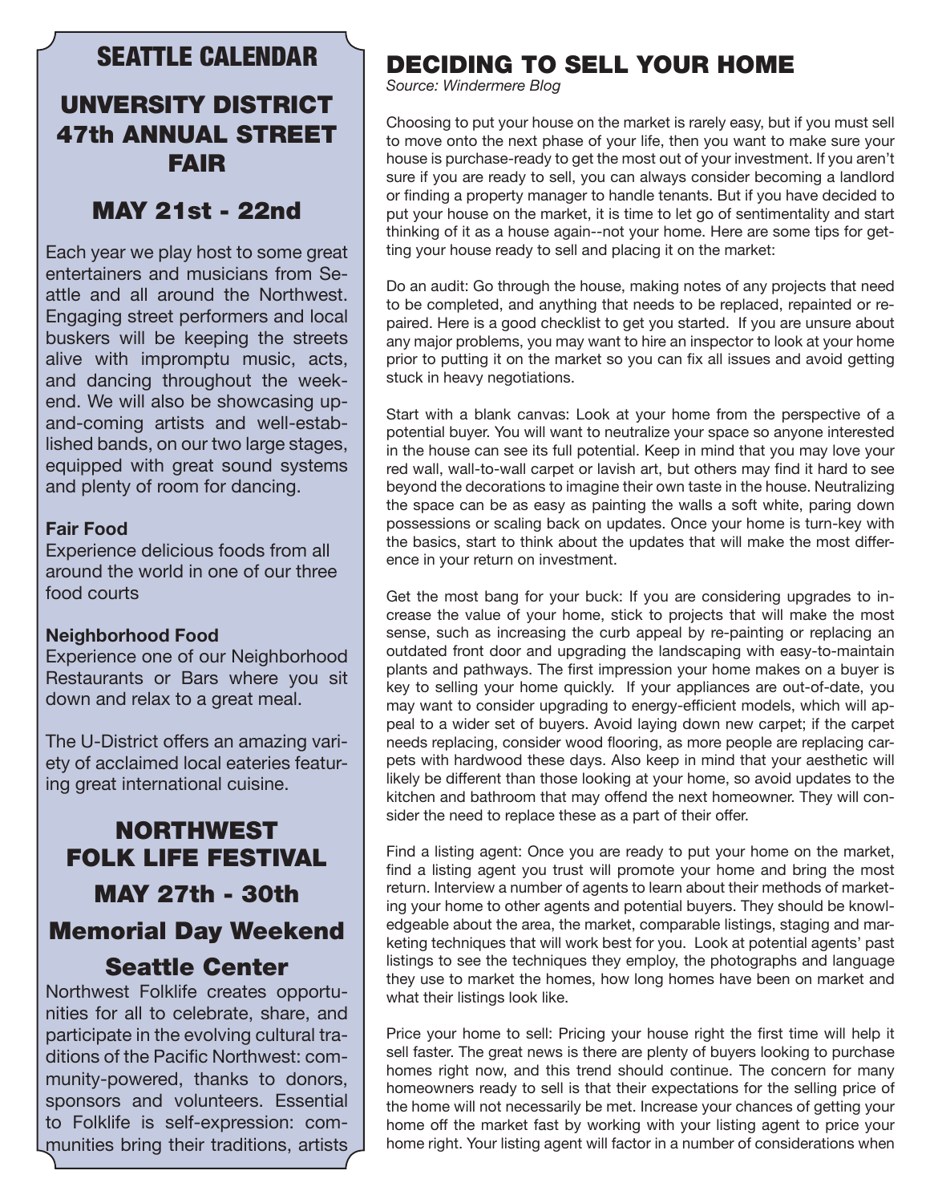## SEATTLE CALENDAR

### UNVERSITY DISTRICT 47th ANNUAL STREET FAIR

### MAY 21st - 22nd

Each year we play host to some great entertainers and musicians from Seattle and all around the Northwest. Engaging street performers and local buskers will be keeping the streets alive with impromptu music, acts, and dancing throughout the weekend. We will also be showcasing up-and-coming artists and well-established bands, on our two large stages, equipped with great sound systems and plenty of room for dancing.

**Fair Food**
Experience delicious foods from all around the world in one of our three food courts

**Neighborhood Food**
Experience one of our Neighborhood Restaurants or Bars where you sit down and relax to a great meal.

The U-District offers an amazing variety of acclaimed local eateries featuring great international cuisine.

### NORTHWEST FOLK LIFE FESTIVAL

### MAY 27th - 30th

### Memorial Day Weekend

### Seattle Center

Northwest Folklife creates opportunities for all to celebrate, share, and participate in the evolving cultural traditions of the Pacific Northwest: community-powered, thanks to donors, sponsors and volunteers. Essential to Folklife is self-expression: communities bring their traditions, artists

## DECIDING TO SELL YOUR HOME

*Source: Windermere Blog*

Choosing to put your house on the market is rarely easy, but if you must sell to move onto the next phase of your life, then you want to make sure your house is purchase-ready to get the most out of your investment. If you aren't sure if you are ready to sell, you can always consider becoming a landlord or finding a property manager to handle tenants. But if you have decided to put your house on the market, it is time to let go of sentimentality and start thinking of it as a house again--not your home. Here are some tips for getting your house ready to sell and placing it on the market:

Do an audit: Go through the house, making notes of any projects that need to be completed, and anything that needs to be replaced, repainted or repaired. Here is a good checklist to get you started. If you are unsure about any major problems, you may want to hire an inspector to look at your home prior to putting it on the market so you can fix all issues and avoid getting stuck in heavy negotiations.

Start with a blank canvas: Look at your home from the perspective of a potential buyer. You will want to neutralize your space so anyone interested in the house can see its full potential. Keep in mind that you may love your red wall, wall-to-wall carpet or lavish art, but others may find it hard to see beyond the decorations to imagine their own taste in the house. Neutralizing the space can be as easy as painting the walls a soft white, paring down possessions or scaling back on updates. Once your home is turn-key with the basics, start to think about the updates that will make the most difference in your return on investment.

Get the most bang for your buck: If you are considering upgrades to increase the value of your home, stick to projects that will make the most sense, such as increasing the curb appeal by re-painting or replacing an outdated front door and upgrading the landscaping with easy-to-maintain plants and pathways. The first impression your home makes on a buyer is key to selling your home quickly. If your appliances are out-of-date, you may want to consider upgrading to energy-efficient models, which will appeal to a wider set of buyers. Avoid laying down new carpet; if the carpet needs replacing, consider wood flooring, as more people are replacing carpets with hardwood these days. Also keep in mind that your aesthetic will likely be different than those looking at your home, so avoid updates to the kitchen and bathroom that may offend the next homeowner. They will consider the need to replace these as a part of their offer.

Find a listing agent: Once you are ready to put your home on the market, find a listing agent you trust will promote your home and bring the most return. Interview a number of agents to learn about their methods of marketing your home to other agents and potential buyers. They should be knowledgeable about the area, the market, comparable listings, staging and marketing techniques that will work best for you. Look at potential agents' past listings to see the techniques they employ, the photographs and language they use to market the homes, how long homes have been on market and what their listings look like.

Price your home to sell: Pricing your house right the first time will help it sell faster. The great news is there are plenty of buyers looking to purchase homes right now, and this trend should continue. The concern for many homeowners ready to sell is that their expectations for the selling price of the home will not necessarily be met. Increase your chances of getting your home off the market fast by working with your listing agent to price your home right. Your listing agent will factor in a number of considerations when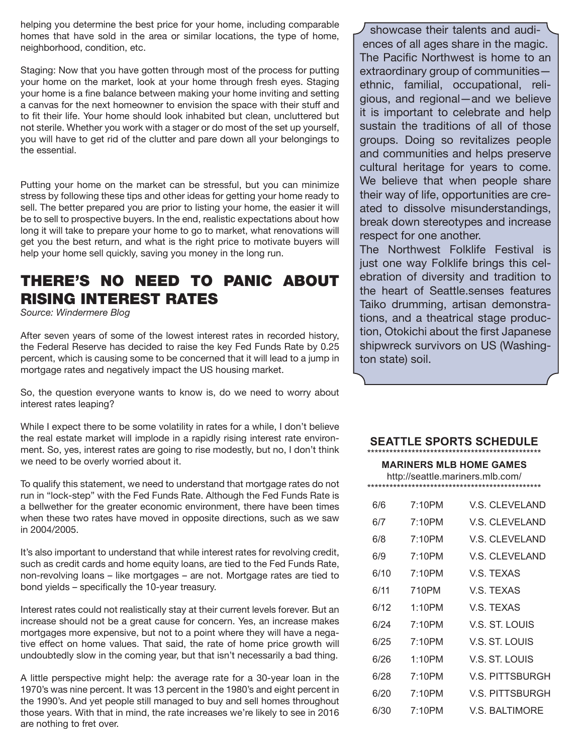helping you determine the best price for your home, including comparable homes that have sold in the area or similar locations, the type of home, neighborhood, condition, etc.

Staging: Now that you have gotten through most of the process for putting your home on the market, look at your home through fresh eyes. Staging your home is a fine balance between making your home inviting and setting a canvas for the next homeowner to envision the space with their stuff and to fit their life. Your home should look inhabited but clean, uncluttered but not sterile. Whether you work with a stager or do most of the set up yourself, you will have to get rid of the clutter and pare down all your belongings to the essential.

Putting your home on the market can be stressful, but you can minimize stress by following these tips and other ideas for getting your home ready to sell. The better prepared you are prior to listing your home, the easier it will be to sell to prospective buyers. In the end, realistic expectations about how long it will take to prepare your home to go to market, what renovations will get you the best return, and what is the right price to motivate buyers will help your home sell quickly, saving you money in the long run.

## THERE'S NO NEED TO PANIC ABOUT RISING INTEREST RATES

*Source: Windermere Blog*

After seven years of some of the lowest interest rates in recorded history, the Federal Reserve has decided to raise the key Fed Funds Rate by 0.25 percent, which is causing some to be concerned that it will lead to a jump in mortgage rates and negatively impact the US housing market.

So, the question everyone wants to know is, do we need to worry about interest rates leaping?

While I expect there to be some volatility in rates for a while, I don't believe the real estate market will implode in a rapidly rising interest rate environment. So, yes, interest rates are going to rise modestly, but no, I don't think we need to be overly worried about it.

To qualify this statement, we need to understand that mortgage rates do not run in "lock-step" with the Fed Funds Rate. Although the Fed Funds Rate is a bellwether for the greater economic environment, there have been times when these two rates have moved in opposite directions, such as we saw in 2004/2005.

It's also important to understand that while interest rates for revolving credit, such as credit cards and home equity loans, are tied to the Fed Funds Rate, non-revolving loans – like mortgages – are not. Mortgage rates are tied to bond yields – specifically the 10-year treasury.

Interest rates could not realistically stay at their current levels forever. But an increase should not be a great cause for concern. Yes, an increase makes mortgages more expensive, but not to a point where they will have a negative effect on home values. That said, the rate of home price growth will undoubtedly slow in the coming year, but that isn't necessarily a bad thing.

A little perspective might help: the average rate for a 30-year loan in the 1970's was nine percent. It was 13 percent in the 1980's and eight percent in the 1990's. And yet people still managed to buy and sell homes throughout those years. With that in mind, the rate increases we're likely to see in 2016 are nothing to fret over.

showcase their talents and audiences of all ages share in the magic. The Pacific Northwest is home to an extraordinary group of communities—ethnic, familial, occupational, religious, and regional—and we believe it is important to celebrate and help sustain the traditions of all of those groups. Doing so revitalizes people and communities and helps preserve cultural heritage for years to come. We believe that when people share their way of life, opportunities are created to dissolve misunderstandings, break down stereotypes and increase respect for one another.

The Northwest Folklife Festival is just one way Folklife brings this celebration of diversity and tradition to the heart of Seattle.senses features Taiko drumming, artisan demonstrations, and a theatrical stage production, Otokichi about the first Japanese shipwreck survivors on US (Washington state) soil.

### SEATTLE SPORTS SCHEDULE

**MARINERS MLB HOME GAMES**

http://seattle.mariners.mlb.com/

| | | |
|---|---|---|
| 6/6 | 7:10PM | V.S. CLEVELAND |
| 6/7 | 7:10PM | V.S. CLEVELAND |
| 6/8 | 7:10PM | V.S. CLEVELAND |
| 6/9 | 7:10PM | V.S. CLEVELAND |
| 6/10 | 7:10PM | V.S. TEXAS |
| 6/11 | 710PM | V.S. TEXAS |
| 6/12 | 1:10PM | V.S. TEXAS |
| 6/24 | 7:10PM | V.S. ST. LOUIS |
| 6/25 | 7:10PM | V.S. ST. LOUIS |
| 6/26 | 1:10PM | V.S. ST. LOUIS |
| 6/28 | 7:10PM | V.S. PITTSBURGH |
| 6/20 | 7:10PM | V.S. PITTSBURGH |
| 6/30 | 7:10PM | V.S. BALTIMORE |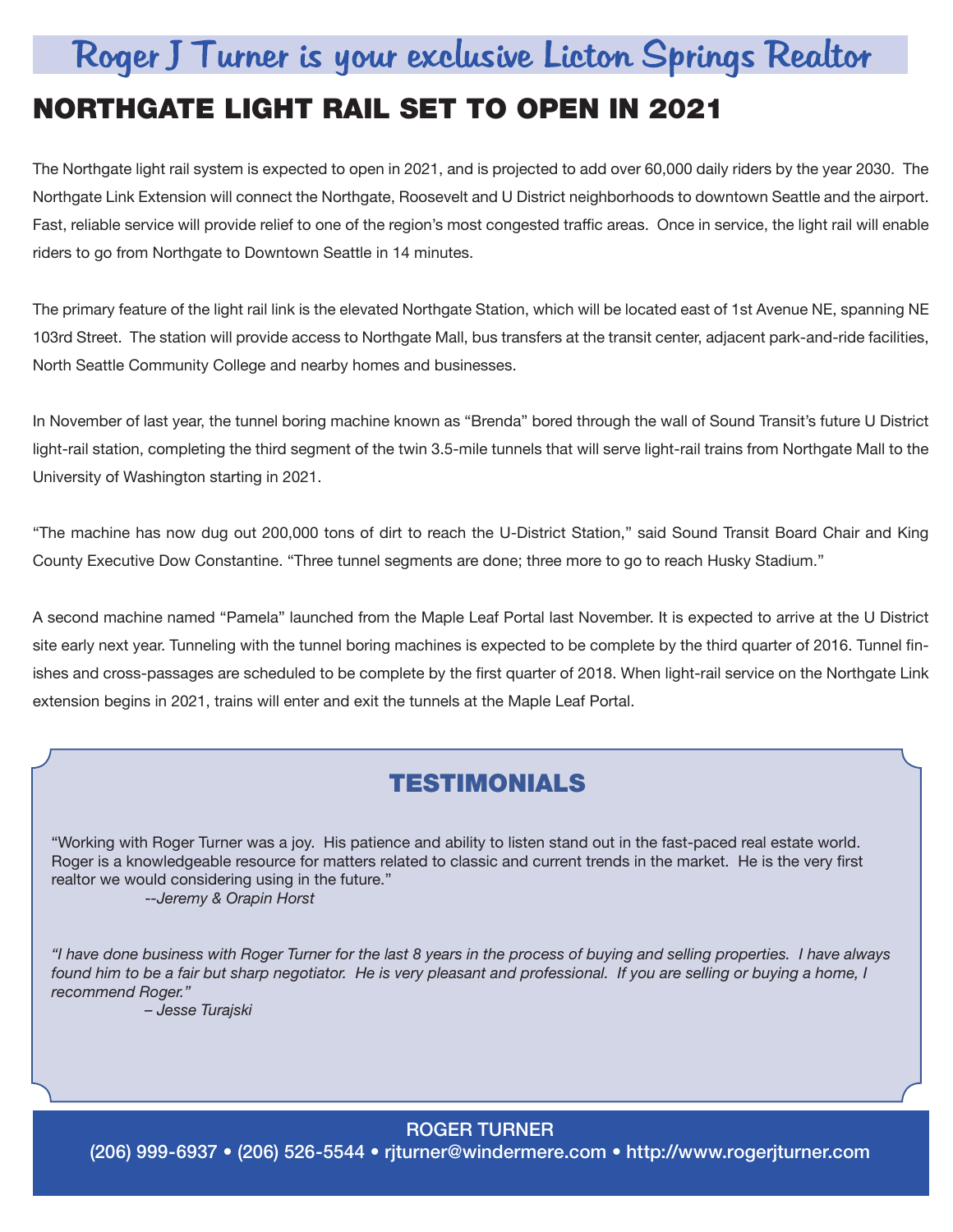# Roger J Turner is your exclusive Licton Springs Realtor

## NORTHGATE LIGHT RAIL SET TO OPEN IN 2021

The Northgate light rail system is expected to open in 2021, and is projected to add over 60,000 daily riders by the year 2030. The Northgate Link Extension will connect the Northgate, Roosevelt and U District neighborhoods to downtown Seattle and the airport. Fast, reliable service will provide relief to one of the region's most congested traffic areas. Once in service, the light rail will enable riders to go from Northgate to Downtown Seattle in 14 minutes.

The primary feature of the light rail link is the elevated Northgate Station, which will be located east of 1st Avenue NE, spanning NE 103rd Street. The station will provide access to Northgate Mall, bus transfers at the transit center, adjacent park-and-ride facilities, North Seattle Community College and nearby homes and businesses.

In November of last year, the tunnel boring machine known as "Brenda" bored through the wall of Sound Transit's future U District light-rail station, completing the third segment of the twin 3.5-mile tunnels that will serve light-rail trains from Northgate Mall to the University of Washington starting in 2021.

"The machine has now dug out 200,000 tons of dirt to reach the U-District Station," said Sound Transit Board Chair and King County Executive Dow Constantine. "Three tunnel segments are done; three more to go to reach Husky Stadium."

A second machine named "Pamela" launched from the Maple Leaf Portal last November. It is expected to arrive at the U District site early next year. Tunneling with the tunnel boring machines is expected to be complete by the third quarter of 2016. Tunnel finishes and cross-passages are scheduled to be complete by the first quarter of 2018. When light-rail service on the Northgate Link extension begins in 2021, trains will enter and exit the tunnels at the Maple Leaf Portal.

## TESTIMONIALS

"Working with Roger Turner was a joy. His patience and ability to listen stand out in the fast-paced real estate world. Roger is a knowledgeable resource for matters related to classic and current trends in the market. He is the very first realtor we would considering using in the future."

*--Jeremy & Orapin Horst*

*"I have done business with Roger Turner for the last 8 years in the process of buying and selling properties. I have always found him to be a fair but sharp negotiator. He is very pleasant and professional. If you are selling or buying a home, I recommend Roger."*

*– Jesse Turajski*

**ROGER TURNER**

(206) 999-6937 • (206) 526-5544 • rjturner@windermere.com • http://www.rogerjturner.com